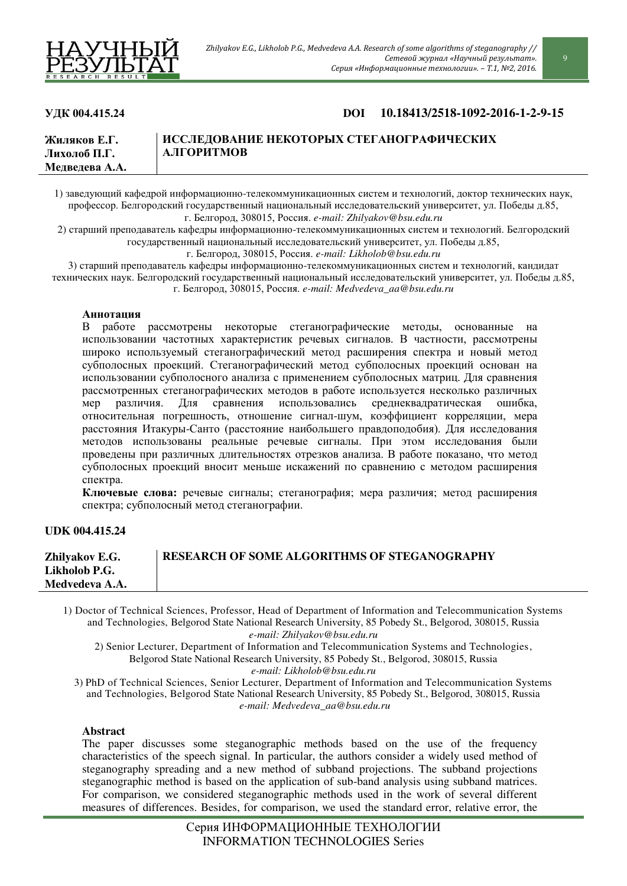**УДК 004.415.24** **DOI 10.18413/2518-1092-2016-1-2-9-15**

**Жиляков Е.Г.**
**Лихолоб П.Г.**
**Медведева А.А.**

# ИССЛЕДОВАНИЕ НЕКОТОРЫХ СТЕГАНОГРАФИЧЕСКИХ АЛГОРИТМОВ

1) заведующий кафедрой информационно-телекоммуникационных систем и технологий, доктор технических наук, профессор. Белгородский государственный национальный исследовательский университет, ул. Победы д.85, г. Белгород, 308015, Россия. *e-mail: Zhilyakov@bsu.edu.ru*

2) старший преподаватель кафедры информационно-телекоммуникационных систем и технологий. Белгородский государственный национальный исследовательский университет, ул. Победы д.85, г. Белгород, 308015, Россия. *e-mail: Likholob@bsu.edu.ru*

3) старший преподаватель кафедры информационно-телекоммуникационных систем и технологий, кандидат технических наук. Белгородский государственный национальный исследовательский университет, ул. Победы д.85, г. Белгород, 308015, Россия. *e-mail: Medvedeva_aa@bsu.edu.ru*

**Аннотация**

В работе рассмотрены некоторые стеганографические методы, основанные на использовании частотных характеристик речевых сигналов. В частности, рассмотрены широко используемый стеганографический метод расширения спектра и новый метод субполосных проекций. Стеганографический метод субполосных проекций основан на использовании субполосного анализа с применением субполосных матриц. Для сравнения рассмотренных стеганографических методов в работе используется несколько различных мер различия. Для сравнения использовались среднеквадратическая ошибка, относительная погрешность, отношение сигнал-шум, коэффициент корреляции, мера расстояния Итакуры-Санто (расстояние наибольшего правдоподобия). Для исследования методов использованы реальные речевые сигналы. При этом исследования были проведены при различных длительностях отрезков анализа. В работе показано, что метод субполосных проекций вносит меньше искажений по сравнению с методом расширения спектра.

**Ключевые слова:** речевые сигналы; стеганография; мера различия; метод расширения спектра; субполосный метод стеганографии.

**UDK 004.415.24**

**Zhilyakov E.G.**
**Likholob P.G.**
**Medvedeva A.A.**

# RESEARCH OF SOME ALGORITHMS OF STEGANOGRAPHY

1) Doctor of Technical Sciences, Professor, Head of Department of Information and Telecommunication Systems and Technologies, Belgorod State National Research University, 85 Pobedy St., Belgorod, 308015, Russia *e-mail: Zhilyakov@bsu.edu.ru*

2) Senior Lecturer, Department of Information and Telecommunication Systems and Technologies, Belgorod State National Research University, 85 Pobedy St., Belgorod, 308015, Russia *e-mail: Likholob@bsu.edu.ru*

3) PhD of Technical Sciences, Senior Lecturer, Department of Information and Telecommunication Systems and Technologies, Belgorod State National Research University, 85 Pobedy St., Belgorod, 308015, Russia *e-mail: Medvedeva_aa@bsu.edu.ru*

**Abstract**

The paper discusses some steganographic methods based on the use of the frequency characteristics of the speech signal. In particular, the authors consider a widely used method of steganography spreading and a new method of subband projections. The subband projections steganographic method is based on the application of sub-band analysis using subband matrices. For comparison, we considered steganographic methods used in the work of several different measures of differences. Besides, for comparison, we used the standard error, relative error, the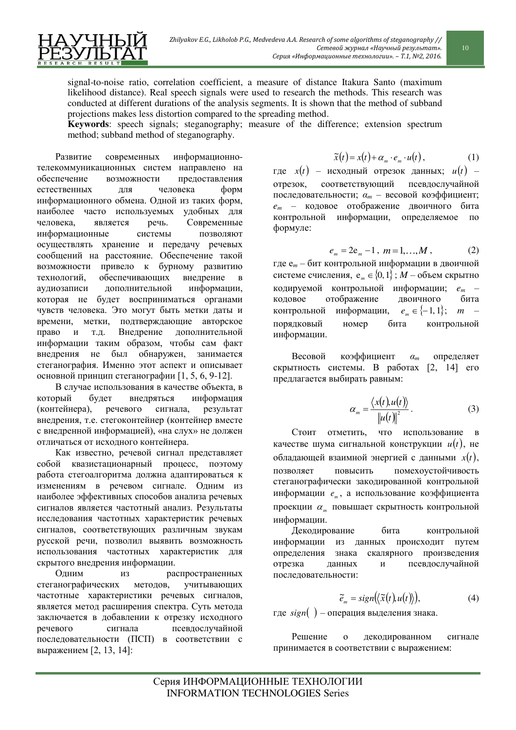signal-to-noise ratio, correlation coefficient, a measure of distance Itakura Santo (maximum likelihood distance). Real speech signals were used to research the methods. This research was conducted at different durations of the analysis segments. It is shown that the method of subband projections makes less distortion compared to the spreading method.

**Keywords**: speech signals; steganography; measure of the difference; extension spectrum method; subband method of steganography.

Развитие современных информационно-телекоммуникационных систем направлено на обеспечение возможности предоставления естественных для человека форм информационного обмена. Одной из таких форм, наиболее часто используемых удобных для человека, является речь. Современные информационные системы позволяют осуществлять хранение и передачу речевых сообщений на расстояние. Обеспечение такой возможности привело к бурному развитию технологий, обеспечивающих внедрение в аудиозаписи дополнительной информации, которая не будет восприниматься органами чувств человека. Это могут быть метки даты и времени, метки, подтверждающие авторское право и т.д. Внедрение дополнительной информации таким образом, чтобы сам факт внедрения не был обнаружен, занимается стеганография. Именно этот аспект и описывает основной принцип стеганографии [1, 5, 6, 9-12].

В случае использования в качестве объекта, в который будет внедряться информация (контейнера), речевого сигнала, результат внедрения, т.е. стегоконтейнер (контейнер вместе с внедренной информацией), «на слух» не должен отличаться от исходного контейнера.

Как известно, речевой сигнал представляет собой квазистационарный процесс, поэтому работа стегоалгоритма должна адаптироваться к изменениям в речевом сигнале. Одним из наиболее эффективных способов анализа речевых сигналов является частотный анализ. Результаты исследования частотных характеристик речевых сигналов, соответствующих различным звукам русской речи, позволил выявить возможность использования частотных характеристик для скрытого внедрения информации.

Одним из распространенных стеганографических методов, учитывающих частотные характеристики речевых сигналов, является метод расширения спектра. Суть метода заключается в добавлении к отрезку исходного речевого сигнала псевдослучайной последовательности (ПСП) в соответствии с выражением [2, 13, 14]:

$$\tilde{x}(t) = x(t) + \alpha_m \cdot e_m \cdot u(t), \tag{1}$$

где $x(t)$ – исходный отрезок данных; $u(t)$ – отрезок, соответствующий псевдослучайной последовательности; $\alpha_m$ – весовой коэффициент; $e_m$ – кодовое отображение двоичного бита контрольной информации, определяемое по формуле:

$$e_m = 2\mathrm{e}_m - 1, \; m = 1, \ldots, M, \tag{2}$$

где $\mathrm{e}_m$ – бит контрольной информации в двоичной системе счисления, $\mathrm{e}_m \in \{0, 1\}$; $M$ – объем скрытно кодируемой контрольной информации; $e_m$ – кодовое отображение двоичного бита контрольной информации, $e_m \in \{-1, 1\}$; $m$ – порядковый номер бита контрольной информации.

Весовой коэффициент $\alpha_m$ определяет скрытность системы. В работах [2, 14] его предлагается выбирать равным:

$$\alpha_m = \frac{\langle x(t), u(t) \rangle}{\|u(t)\|^2}. \tag{3}$$

Стоит отметить, что использование в качестве шума сигнальной конструкции $u(t)$, не обладающей взаимной энергией с данными $x(t)$, позволяет повысить помехоустойчивость стеганографически закодированной контрольной информации $e_m$, а использование коэффициента проекции $\alpha_m$ повышает скрытность контрольной информации.

Декодирование бита контрольной информации из данных происходит путем определения знака скалярного произведения отрезка данных и псевдослучайной последовательности:

$$\tilde{e}_m = sign(\langle \tilde{x}(t), u(t) \rangle), \tag{4}$$

где $sign(\;)$ – операция выделения знака.

Решение о декодированном сигнале принимается в соответствии с выражением: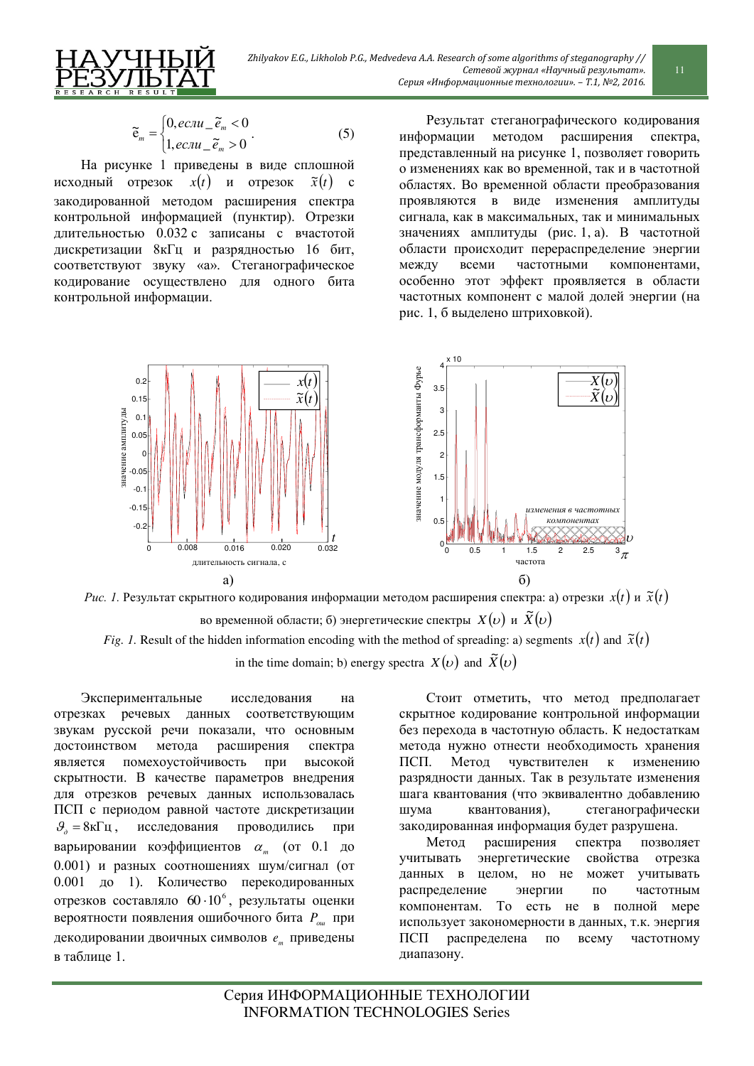$$\tilde{e}_m = \begin{cases} 0, если\_\tilde{e}_m < 0 \\ 1, если\_\tilde{e}_m > 0 \end{cases}. \qquad (5)$$

На рисунке 1 приведены в виде сплошной исходный отрезок $x(t)$ и отрезок $\tilde{x}(t)$ с закодированной методом расширения спектра контрольной информацией (пунктир). Отрезки длительностью 0.032 с записаны с вчастотой дискретизации 8кГц и разрядностью 16 бит, соответствуют звуку «а». Стеганографическое кодирование осуществлено для одного бита контрольной информации.

Результат стеганографического кодирования информации методом расширения спектра, представленный на рисунке 1, позволяет говорить о изменениях как во временной, так и в частотной областях. Во временной области преобразования проявляются в виде изменения амплитуды сигнала, как в максимальных, так и минимальных значениях амплитуды (рис. 1, а). В частотной области происходит перераспределение энергии между всеми частотными компонентами, особенно этот эффект проявляется в области частотных компонент с малой долей энергии (на рис. 1, б выделено штриховкой).

значение амплитуды
$x(t)$
$\tilde{x}(t)$
0.2
0.15
0.1
0.05
0
-0.05
-0.1
-0.15
-0.2
0
0.008
0.016
0.020
0.032
$t$
длительность сигнала, с
а)

значение модуля трансформанты Фурье
x 10
4
3.5
3
2.5
2
1.5
1
0.5
0
$X(\upsilon)$
$\tilde{X}(\upsilon)$
изменения в частотных компонентах
0
0.5
1
1.5
2
2.5
3
$\upsilon$
$\pi$
частота
б)

*Рис. 1.* Результат скрытного кодирования информации методом расширения спектра: а) отрезки $x(t)$ и $\tilde{x}(t)$ во временной области; б) энергетические спектры $X(\upsilon)$ и $\tilde{X}(\upsilon)$

*Fig. 1.* Result of the hidden information encoding with the method of spreading: a) segments $x(t)$ and $\tilde{x}(t)$ in the time domain; b) energy spectra $X(\upsilon)$ and $\tilde{X}(\upsilon)$

Экспериментальные исследования на отрезках речевых данных соответствующим звукам русской речи показали, что основным достоинством метода расширения спектра является помехоустойчивость при высокой скрытности. В качестве параметров внедрения для отрезков речевых данных использовалась ПСП с периодом равной частоте дискретизации $\vartheta_д = 8$кГц, исследования проводились при варьировании коэффициентов $\alpha_m$ (от 0.1 до 0.001) и разных соотношениях шум/сигнал (от 0.001 до 1). Количество перекодированных отрезков составляло $60 \cdot 10^6$, результаты оценки вероятности появления ошибочного бита $P_{ош}$ при декодировании двоичных символов $e_m$ приведены в таблице 1.

Стоит отметить, что метод предполагает скрытное кодирование контрольной информации без перехода в частотную область. К недостаткам метода нужно отнести необходимость хранения ПСП. Метод чувствителен к изменению разрядности данных. Так в результате изменения шага квантования (что эквивалентно добавлению шума квантования), стеганографически закодированная информация будет разрушена.

Метод расширения спектра позволяет учитывать энергетические свойства отрезка данных в целом, но не может учитывать распределение энергии по частотным компонентам. То есть не в полной мере использует закономерности в данных, т.к. энергия ПСП распределена по всему частотному диапазону.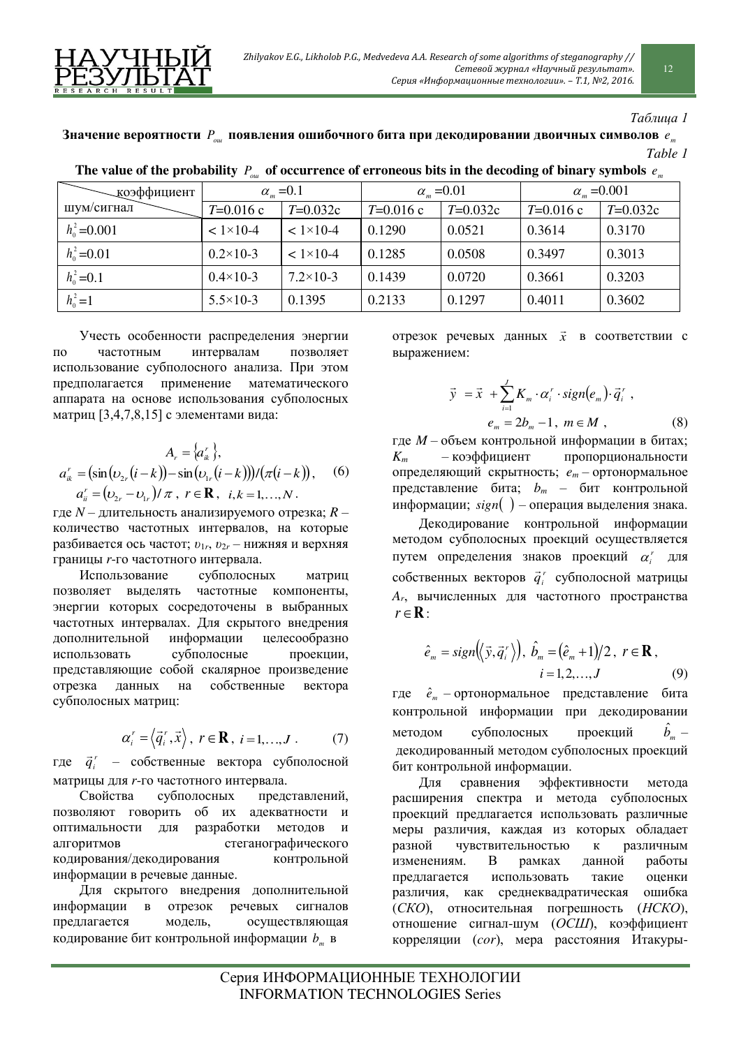*Таблица 1*

**Значение вероятности $P_{ош}$ появления ошибочного бита при декодировании двоичных символов $e_m$**

*Table 1*

**The value of the probability $P_{ош}$ of occurrence of erroneous bits in the decoding of binary symbols $e_m$**

| коэффициент / шум/сигнал | $\alpha_m$=0.1 | | $\alpha_m$=0.01 | | $\alpha_m$=0.001 | |
|---|---|---|---|---|---|---|
| | *T*=0.016 с | *T*=0.032с | *T*=0.016 с | *T*=0.032с | *T*=0.016 с | *T*=0.032с |
| $h_0^2$=0.001 | < 1×10-4 | < 1×10-4 | 0.1290 | 0.0521 | 0.3614 | 0.3170 |
| $h_0^2$=0.01 | 0.2×10-3 | < 1×10-4 | 0.1285 | 0.0508 | 0.3497 | 0.3013 |
| $h_0^2$=0.1 | 0.4×10-3 | 7.2×10-3 | 0.1439 | 0.0720 | 0.3661 | 0.3203 |
| $h_0^2$=1 | 5.5×10-3 | 0.1395 | 0.2133 | 0.1297 | 0.4011 | 0.3602 |

Учесть особенности распределения энергии по частотным интервалам позволяет использование субполосного анализа. При этом предполагается применение математического аппарата на основе использования субполосных матриц [3,4,7,8,15] с элементами вида:

$$A_r = \{a_{ik}^r\},$$
$$a_{ik}^r = \left(\sin(\upsilon_{2r}(i-k)) - \sin(\upsilon_{1r}(i-k))\right)/(\pi(i-k)), \quad (6)$$
$$a_{ii}^r = (\upsilon_{2r} - \upsilon_{1r})/\pi, \; r \in \mathbf{R}, \; i,k = 1,\ldots,N.$$

где *N* – длительность анализируемого отрезка; *R* – количество частотных интервалов, на которые разбивается ось частот; $\upsilon_{1r}$, $\upsilon_{2r}$ – нижняя и верхняя границы *r*-го частотного интервала.

Использование субполосных матриц позволяет выделять частотные компоненты, энергии которых сосредоточены в выбранных частотных интервалах. Для скрытого внедрения дополнительной информации целесообразно использовать субполосные проекции, представляющие собой скалярное произведение отрезка данных на собственные вектора субполосных матриц:

$$\alpha_i^r = \langle \vec{q}_i^{\,r}, \vec{x} \rangle, \; r \in \mathbf{R}, \; i = 1,\ldots,J. \quad (7)$$

где $\vec{q}_i^{\,r}$ – собственные вектора субполосной матрицы для *r*-го частотного интервала.

Свойства субполосных представлений, позволяют говорить об их адекватности и оптимальности для разработки методов и алгоритмов стеганографического кодирования/декодирования контрольной информации в речевые данные.

Для скрытого внедрения дополнительной информации в отрезок речевых сигналов предлагается модель, осуществляющая кодирование бит контрольной информации $b_m$ в отрезок речевых данных $\vec{x}$ в соответствии с выражением:

$$\vec{y} = \vec{x} + \sum_{i=1}^{J} K_m \cdot \alpha_i^r \cdot sign(e_m) \cdot \vec{q}_i^{\,r},$$
$$e_m = 2b_m - 1, \; m \in M, \quad (8)$$

где *M* – объем контрольной информации в битах; $K_m$ – коэффициент пропорциональности определяющий скрытность; $e_m$ – ортонормальное представление бита; $b_m$ – бит контрольной информации; $sign(\,)$ – операция выделения знака.

Декодирование контрольной информации методом субполосных проекций осуществляется путем определения знаков проекций $\alpha_i^r$ для собственных векторов $\vec{q}_i^{\,r}$ субполосной матрицы $A_r$, вычисленных для частотного пространства $r \in \mathbf{R}$:

$$\hat{e}_m = sign\left(\langle \vec{y}, \vec{q}_i^{\,r} \rangle\right), \; \hat{b}_m = (\hat{e}_m + 1)/2, \; r \in \mathbf{R},$$
$$i = 1,2,\ldots,J \quad (9)$$

где $\hat{e}_m$ – ортонормальное представление бита контрольной информации при декодировании методом субполосных проекций $\hat{b}_m$ – декодированный методом субполосных проекций бит контрольной информации.

Для сравнения эффективности метода расширения спектра и метода субполосных проекций предлагается использовать различные меры различия, каждая из которых обладает разной чувствительностью к различным изменениям. В рамках данной работы предлагается использовать такие оценки различия, как среднеквадратическая ошибка (*СКО*), относительная погрешность (*НСКО*), отношение сигнал-шум (*ОСШ*), коэффициент корреляции (*cor*), мера расстояния Итакуры-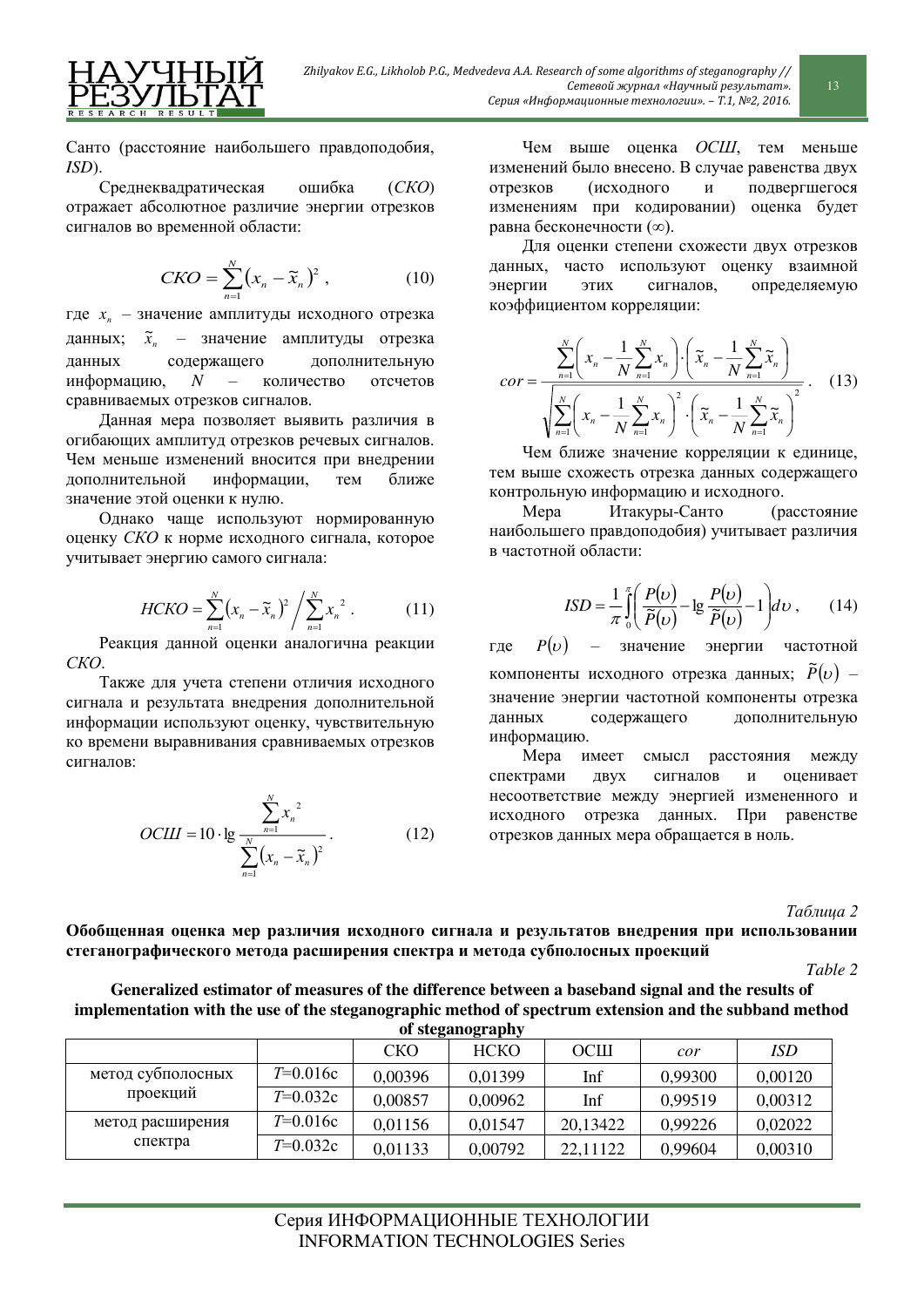Санто (расстояние наибольшего правдоподобия, *ISD*).

Среднеквадратическая ошибка (*СКО*) отражает абсолютное различие энергии отрезков сигналов во временной области:

$$СКО = \sum_{n=1}^{N} \left(x_n - \tilde{x}_n\right)^2 , \qquad (10)$$

где $x_n$ – значение амплитуды исходного отрезка данных; $\tilde{x}_n$ – значение амплитуды отрезка данных содержащего дополнительную информацию, $N$ – количество отсчетов сравниваемых отрезков сигналов.

Данная мера позволяет выявить различия в огибающих амплитуд отрезков речевых сигналов. Чем меньше изменений вносится при внедрении дополнительной информации, тем ближе значение этой оценки к нулю.

Однако чаще используют нормированную оценку *СКО* к норме исходного сигнала, которое учитывает энергию самого сигнала:

$$НСКО = \sum_{n=1}^{N} \left(x_n - \tilde{x}_n\right)^2 \Big/ \sum_{n=1}^{N} {x_n}^2 . \qquad (11)$$

Реакция данной оценки аналогична реакции *СКО*.

Также для учета степени отличия исходного сигнала и результата внедрения дополнительной информации используют оценку, чувствительную ко времени выравнивания сравниваемых отрезков сигналов:

$$ОСШ = 10 \cdot \lg \frac{\sum_{n=1}^{N} {x_n}^2}{\sum_{n=1}^{N} \left(x_n - \tilde{x}_n\right)^2} . \qquad (12)$$

Чем выше оценка *ОСШ*, тем меньше изменений было внесено. В случае равенства двух отрезков (исходного и подвергшегося изменениям при кодировании) оценка будет равна бесконечности (∞).

Для оценки степени схожести двух отрезков данных, часто используют оценку взаимной энергии этих сигналов, определяемую коэффициентом корреляции:

$$cor = \frac{\sum_{n=1}^{N} \left( x_n - \frac{1}{N}\sum_{n=1}^{N} x_n \right) \cdot \left( \tilde{x}_n - \frac{1}{N}\sum_{n=1}^{N} \tilde{x}_n \right)}{\sqrt{\sum_{n=1}^{N} \left( x_n - \frac{1}{N}\sum_{n=1}^{N} x_n \right)^2 \cdot \left( \tilde{x}_n - \frac{1}{N}\sum_{n=1}^{N} \tilde{x}_n \right)^2}} . \qquad (13)$$

Чем ближе значение корреляции к единице, тем выше схожесть отрезка данных содержащего контрольную информацию и исходного.

Мера Итакуры-Санто (расстояние наибольшего правдоподобия) учитывает различия в частотной области:

$$ISD = \frac{1}{\pi} \int_0^{\pi} \left( \frac{P(\upsilon)}{\tilde{P}(\upsilon)} - \lg \frac{P(\upsilon)}{\tilde{P}(\upsilon)} - 1 \right) d\upsilon , \qquad (14)$$

где $P(\upsilon)$ – значение энергии частотной компоненты исходного отрезка данных; $\tilde{P}(\upsilon)$ – значение энергии частотной компоненты отрезка данных содержащего дополнительную информацию.

Мера имеет смысл расстояния между спектрами двух сигналов и оценивает несоответствие между энергией измененного и исходного отрезка данных. При равенстве отрезков данных мера обращается в ноль.

*Таблица 2*

**Обобщенная оценка мер различия исходного сигнала и результатов внедрения при использовании стеганографического метода расширения спектра и метода субполосных проекций**

*Table 2*

**Generalized estimator of measures of the difference between a baseband signal and the results of implementation with the use of the steganographic method of spectrum extension and the subband method of steganography**

| | | СКО | НСКО | ОСШ | *cor* | *ISD* |
|---|---|---|---|---|---|---|
| метод субполосных проекций | *T*=0.016с | 0,00396 | 0,01399 | Inf | 0,99300 | 0,00120 |
| | *T*=0.032с | 0,00857 | 0,00962 | Inf | 0,99519 | 0,00312 |
| метод расширения спектра | *T*=0.016с | 0,01156 | 0,01547 | 20,13422 | 0,99226 | 0,02022 |
| | *T*=0.032с | 0,01133 | 0,00792 | 22,11122 | 0,99604 | 0,00310 |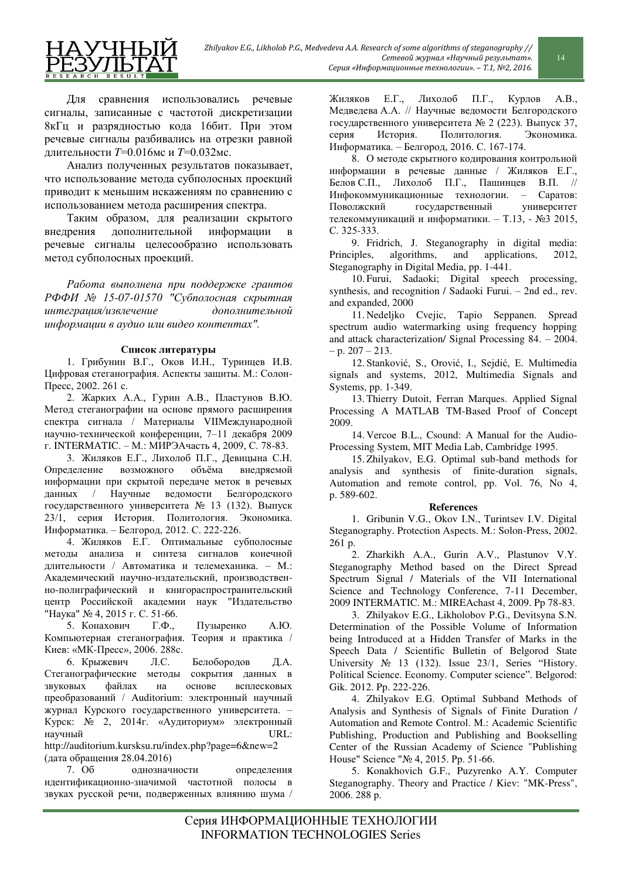Для сравнения использовались речевые сигналы, записанные с частотой дискретизации 8кГц и разрядностью кода 16бит. При этом речевые сигналы разбивались на отрезки равной длительности $T$=0.016мс и $T$=0.032мс.

Анализ полученных результатов показывает, что использование метода субполосных проекций приводит к меньшим искажениям по сравнению с использованием метода расширения спектра.

Таким образом, для реализации скрытого внедрения дополнительной информации в речевые сигналы целесообразно использовать метод субполосных проекций.

*Работа выполнена при поддержке грантов РФФИ № 15-07-01570 "Субполосная скрытная интеграция/извлечение дополнительной информации в аудио или видео контентах".*

**Список литературы**

1. Грибунин В.Г., Оков И.Н., Туринцев И.В. Цифровая стеганография. Аспекты защиты. М.: Солон-Пресс, 2002. 261 с.
2. Жарких А.А., Гурин А.В., Пластунов В.Ю. Метод стеганографии на основе прямого расширения спектра сигнала / Материалы VIIМеждународной научно-технической конференции, 7–11 декабря 2009 г. INTERMATIC. – М.: МИРЭАчасть 4, 2009, С. 78-83.
3. Жиляков Е.Г., Лихолоб П.Г., Девицына С.Н. Определение возможного объёма внедряемой информации при скрытой передаче меток в речевых данных / Научные ведомости Белгородского государственного университета № 13 (132). Выпуск 23/1, серия История. Политология. Экономика. Информатика. – Белгород, 2012. С. 222-226.
4. Жиляков Е.Г. Оптимальные субполосные методы анализа и синтеза сигналов конечной длительности / Автоматика и телемеханика. – М.: Академический научно-издательский, производственно-полиграфический и книгораспространительский центр Российской академии наук "Издательство "Наука" № 4, 2015 г. С. 51-66.
5. Конахович Г.Ф., Пузыренко А.Ю. Компьютерная стеганография. Теория и практика / Киев: «МК-Пресс», 2006. 288с.
6. Крыжевич Л.С. Белобородов Д.А. Стеганографические методы сокрытия данных в звуковых файлах на основе всплесковых преобразований / Auditorium: электронный научный журнал Курского государственного университета. – Курск: № 2, 2014г. «Аудиториум» электронный научный URL: http://auditorium.kursksu.ru/index.php?page=6&new=2 (дата обращения 28.04.2016)
7. Об однозначности определения идентификационно-значимой частотной полосы в звуках русской речи, подверженных влиянию шума / Жиляков Е.Г., Лихолоб П.Г., Курлов А.В., Медведева А.А. // Научные ведомости Белгородского государственного университета № 2 (223). Выпуск 37, серия История. Политология. Экономика. Информатика. – Белгород, 2016. С. 167-174.
8. О методе скрытного кодирования контрольной информации в речевые данные / Жиляков Е.Г., Белов С.П., Лихолоб П.Г., Пашинцев В.П. // Инфокоммуникационные технологии. – Саратов: Поволжский государственный университет телекоммуникаций и информатики. – Т.13, - №3 2015, С. 325-333.
9. Fridrich, J. Steganography in digital media: Principles, algorithms, and applications, 2012, Steganography in Digital Media, pp. 1-441.
10. Furui, Sadaoki; Digital speech processing, synthesis, and recognition / Sadaoki Furui. – 2nd ed., rev. and expanded, 2000
11. Nedeljko Cvejic, Tapio Seppanen. Spread spectrum audio watermarking using frequency hopping and attack characterization/ Signal Processing 84. – 2004. – p. 207 – 213.
12. Stanković, S., Orović, I., Sejdić, E. Multimedia signals and systems, 2012, Multimedia Signals and Systems, pp. 1-349.
13. Thierry Dutoit, Ferran Marques. Applied Signal Processing A MATLAB TM-Based Proof of Concept 2009.
14. Vercoe B.L., Csound: A Manual for the Audio-Processing System, MIT Media Lab, Cambridge 1995.
15. Zhilyakov, E.G. Optimal sub-band methods for analysis and synthesis of finite-duration signals, Automation and remote control, pp. Vol. 76, No 4, p. 589-602.

**References**

1. Gribunin V.G., Okov I.N., Turintsev I.V. Digital Steganography. Protection Aspects. M.: Solon-Press, 2002. 261 p.
2. Zharkikh A.A., Gurin A.V., Plastunov V.Y. Steganography Method based on the Direct Spread Spectrum Signal / Materials of the VII International Science and Technology Conference, 7-11 December, 2009 INTERMATIC. M.: MIREAchast 4, 2009. Pp 78-83.
3. Zhilyakov E.G., Likholobov P.G., Devitsyna S.N. Determination of the Possible Volume of Information being Introduced at a Hidden Transfer of Marks in the Speech Data / Scientific Bulletin of Belgorod State University № 13 (132). Issue 23/1, Series "History. Political Science. Economy. Computer science". Belgorod: Gik. 2012. Pp. 222-226.
4. Zhilyakov E.G. Optimal Subband Methods of Analysis and Synthesis of Signals of Finite Duration / Automation and Remote Control. M.: Academic Scientific Publishing, Production and Publishing and Bookselling Center of the Russian Academy of Science "Publishing House" Science "№ 4, 2015. Pp. 51-66.
5. Konakhovich G.F., Puzyrenko A.Y. Computer Steganography. Theory and Practice / Kiev: "MK-Press", 2006. 288 p.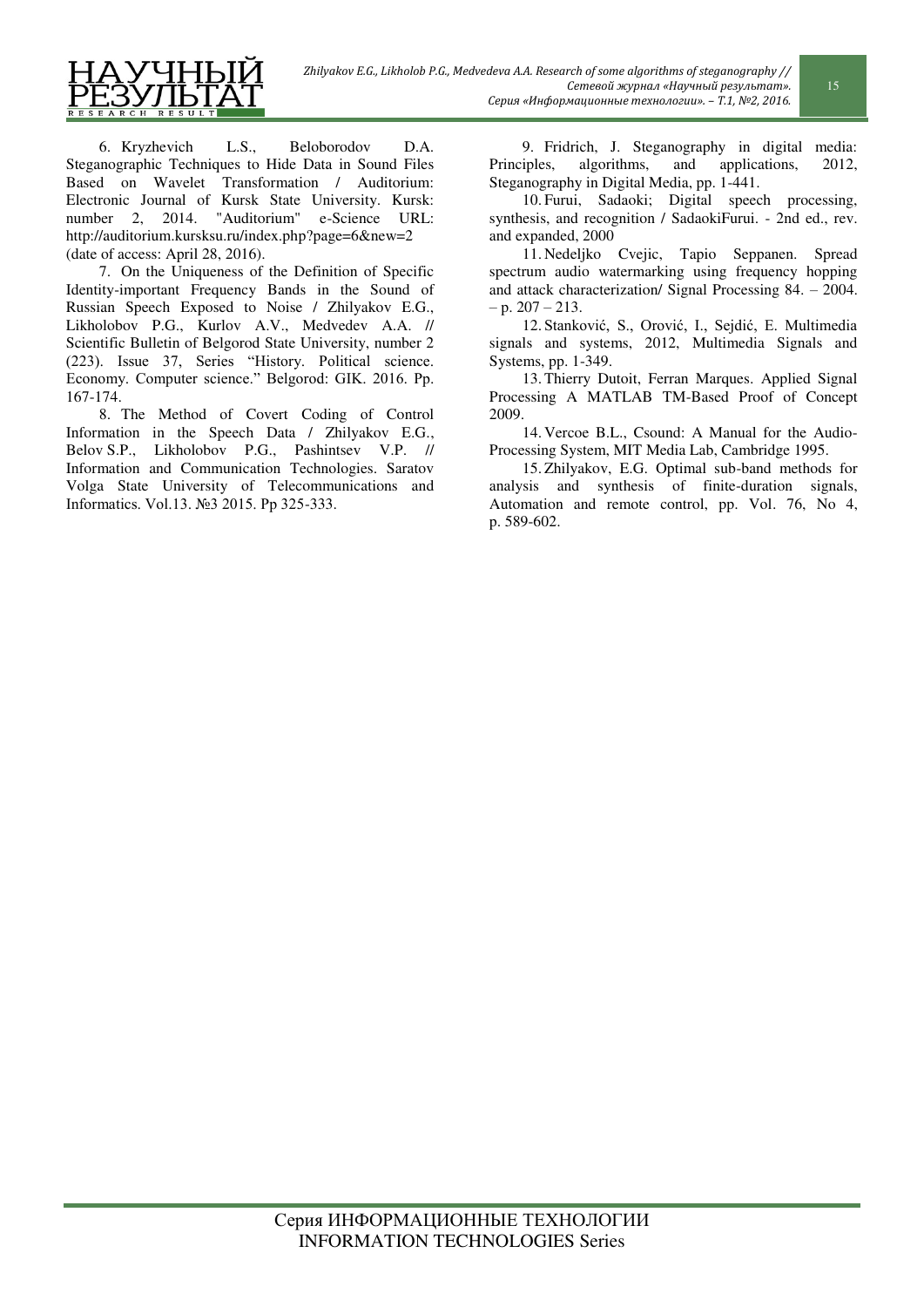6. Kryzhevich L.S., Beloborodov D.A. Steganographic Techniques to Hide Data in Sound Files Based on Wavelet Transformation / Auditorium: Electronic Journal of Kursk State University. Kursk: number 2, 2014. "Auditorium" e-Science URL: http://auditorium.kursksu.ru/index.php?page=6&new=2 (date of access: April 28, 2016).

7. On the Uniqueness of the Definition of Specific Identity-important Frequency Bands in the Sound of Russian Speech Exposed to Noise / Zhilyakov E.G., Likholobov P.G., Kurlov A.V., Medvedev A.A. // Scientific Bulletin of Belgorod State University, number 2 (223). Issue 37, Series "History. Political science. Economy. Computer science." Belgorod: GIK. 2016. Pp. 167-174.

8. The Method of Covert Coding of Control Information in the Speech Data / Zhilyakov E.G., Belov S.P., Likholobov P.G., Pashintsev V.P. // Information and Communication Technologies. Saratov Volga State University of Telecommunications and Informatics. Vol.13. №3 2015. Pp 325-333.

9. Fridrich, J. Steganography in digital media: Principles, algorithms, and applications, 2012, Steganography in Digital Media, pp. 1-441.

10. Furui, Sadaoki; Digital speech processing, synthesis, and recognition / SadaokiFurui. - 2nd ed., rev. and expanded, 2000

11. Nedeljko Cvejic, Tapio Seppanen. Spread spectrum audio watermarking using frequency hopping and attack characterization/ Signal Processing 84. – 2004. – p. 207 – 213.

12. Stanković, S., Orović, I., Sejdić, E. Multimedia signals and systems, 2012, Multimedia Signals and Systems, pp. 1-349.

13. Thierry Dutoit, Ferran Marques. Applied Signal Processing A MATLAB TM-Based Proof of Concept 2009.

14. Vercoe B.L., Csound: A Manual for the Audio-Processing System, MIT Media Lab, Cambridge 1995.

15. Zhilyakov, E.G. Optimal sub-band methods for analysis and synthesis of finite-duration signals, Automation and remote control, pp. Vol. 76, No 4, p. 589-602.